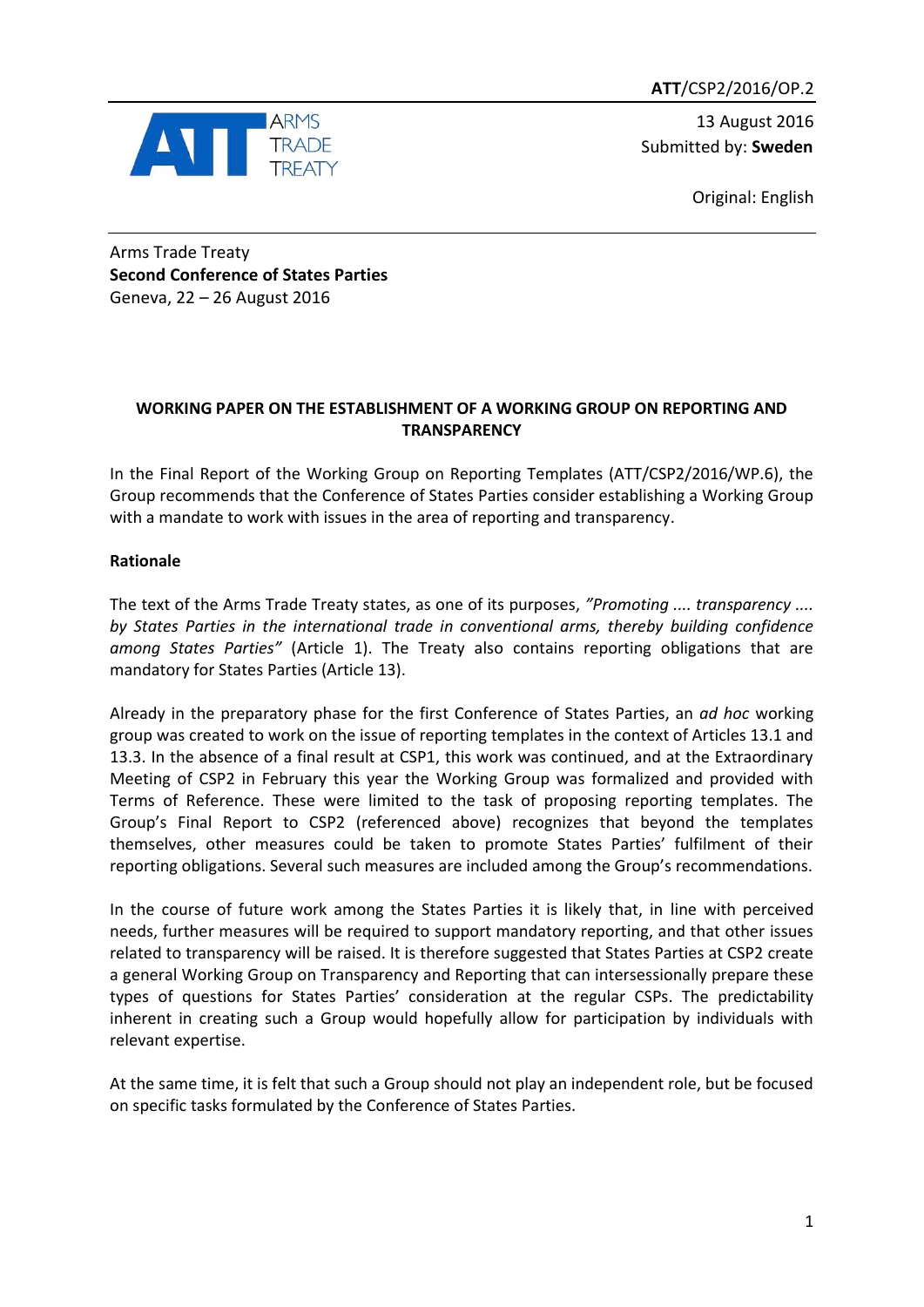**ATT**/CSP2/2016/OP.2

13 August 2016
Submitted by: **Sweden**

Original: English

Arms Trade Treaty
**Second Conference of States Parties**
Geneva, 22 – 26 August 2016

## WORKING PAPER ON THE ESTABLISHMENT OF A WORKING GROUP ON REPORTING AND TRANSPARENCY

In the Final Report of the Working Group on Reporting Templates (ATT/CSP2/2016/WP.6), the Group recommends that the Conference of States Parties consider establishing a Working Group with a mandate to work with issues in the area of reporting and transparency.

### Rationale

The text of the Arms Trade Treaty states, as one of its purposes, *"Promoting .... transparency .... by States Parties in the international trade in conventional arms, thereby building confidence among States Parties"* (Article 1). The Treaty also contains reporting obligations that are mandatory for States Parties (Article 13).

Already in the preparatory phase for the first Conference of States Parties, an *ad hoc* working group was created to work on the issue of reporting templates in the context of Articles 13.1 and 13.3. In the absence of a final result at CSP1, this work was continued, and at the Extraordinary Meeting of CSP2 in February this year the Working Group was formalized and provided with Terms of Reference. These were limited to the task of proposing reporting templates. The Group's Final Report to CSP2 (referenced above) recognizes that beyond the templates themselves, other measures could be taken to promote States Parties' fulfilment of their reporting obligations. Several such measures are included among the Group's recommendations.

In the course of future work among the States Parties it is likely that, in line with perceived needs, further measures will be required to support mandatory reporting, and that other issues related to transparency will be raised. It is therefore suggested that States Parties at CSP2 create a general Working Group on Transparency and Reporting that can intersessionally prepare these types of questions for States Parties' consideration at the regular CSPs. The predictability inherent in creating such a Group would hopefully allow for participation by individuals with relevant expertise.

At the same time, it is felt that such a Group should not play an independent role, but be focused on specific tasks formulated by the Conference of States Parties.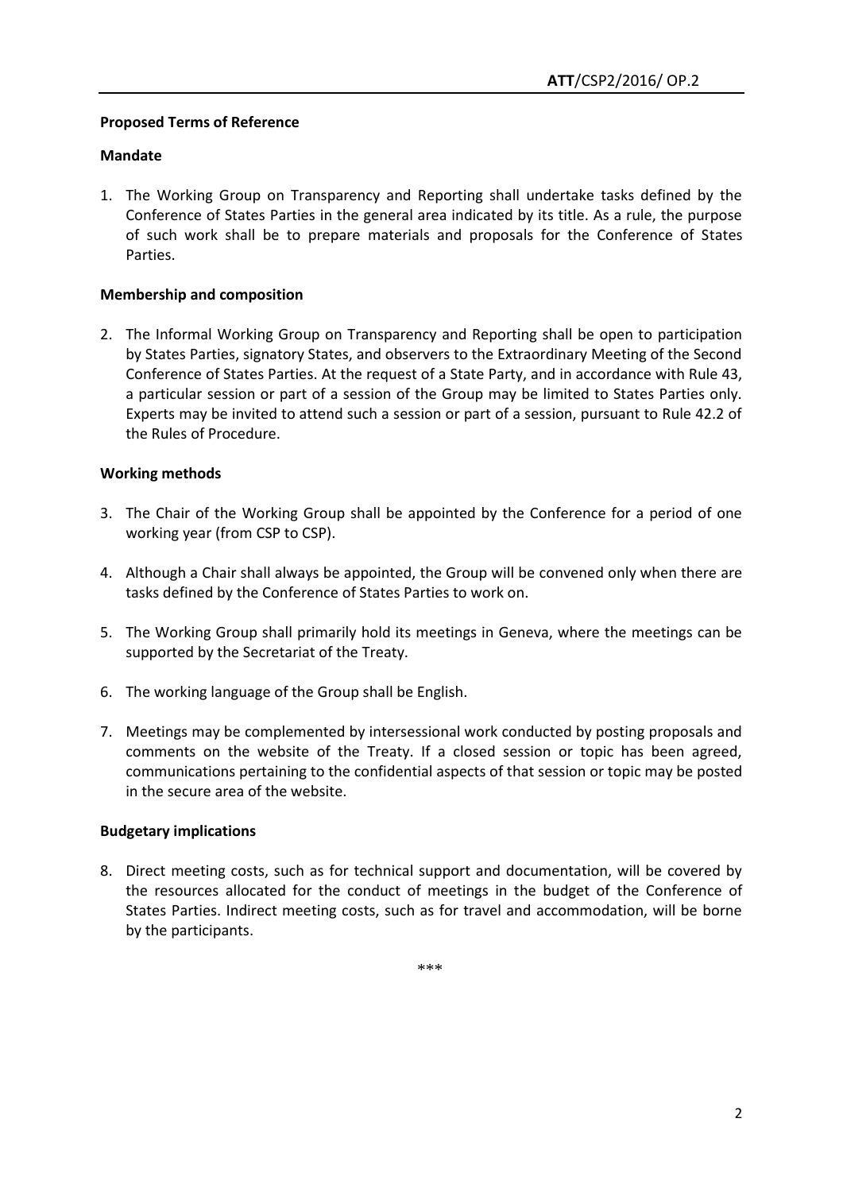**Proposed Terms of Reference**

**Mandate**

1. The Working Group on Transparency and Reporting shall undertake tasks defined by the Conference of States Parties in the general area indicated by its title. As a rule, the purpose of such work shall be to prepare materials and proposals for the Conference of States Parties.

**Membership and composition**

2. The Informal Working Group on Transparency and Reporting shall be open to participation by States Parties, signatory States, and observers to the Extraordinary Meeting of the Second Conference of States Parties. At the request of a State Party, and in accordance with Rule 43, a particular session or part of a session of the Group may be limited to States Parties only. Experts may be invited to attend such a session or part of a session, pursuant to Rule 42.2 of the Rules of Procedure.

**Working methods**

3. The Chair of the Working Group shall be appointed by the Conference for a period of one working year (from CSP to CSP).

4. Although a Chair shall always be appointed, the Group will be convened only when there are tasks defined by the Conference of States Parties to work on.

5. The Working Group shall primarily hold its meetings in Geneva, where the meetings can be supported by the Secretariat of the Treaty.

6. The working language of the Group shall be English.

7. Meetings may be complemented by intersessional work conducted by posting proposals and comments on the website of the Treaty. If a closed session or topic has been agreed, communications pertaining to the confidential aspects of that session or topic may be posted in the secure area of the website.

**Budgetary implications**

8. Direct meeting costs, such as for technical support and documentation, will be covered by the resources allocated for the conduct of meetings in the budget of the Conference of States Parties. Indirect meeting costs, such as for travel and accommodation, will be borne by the participants.

***